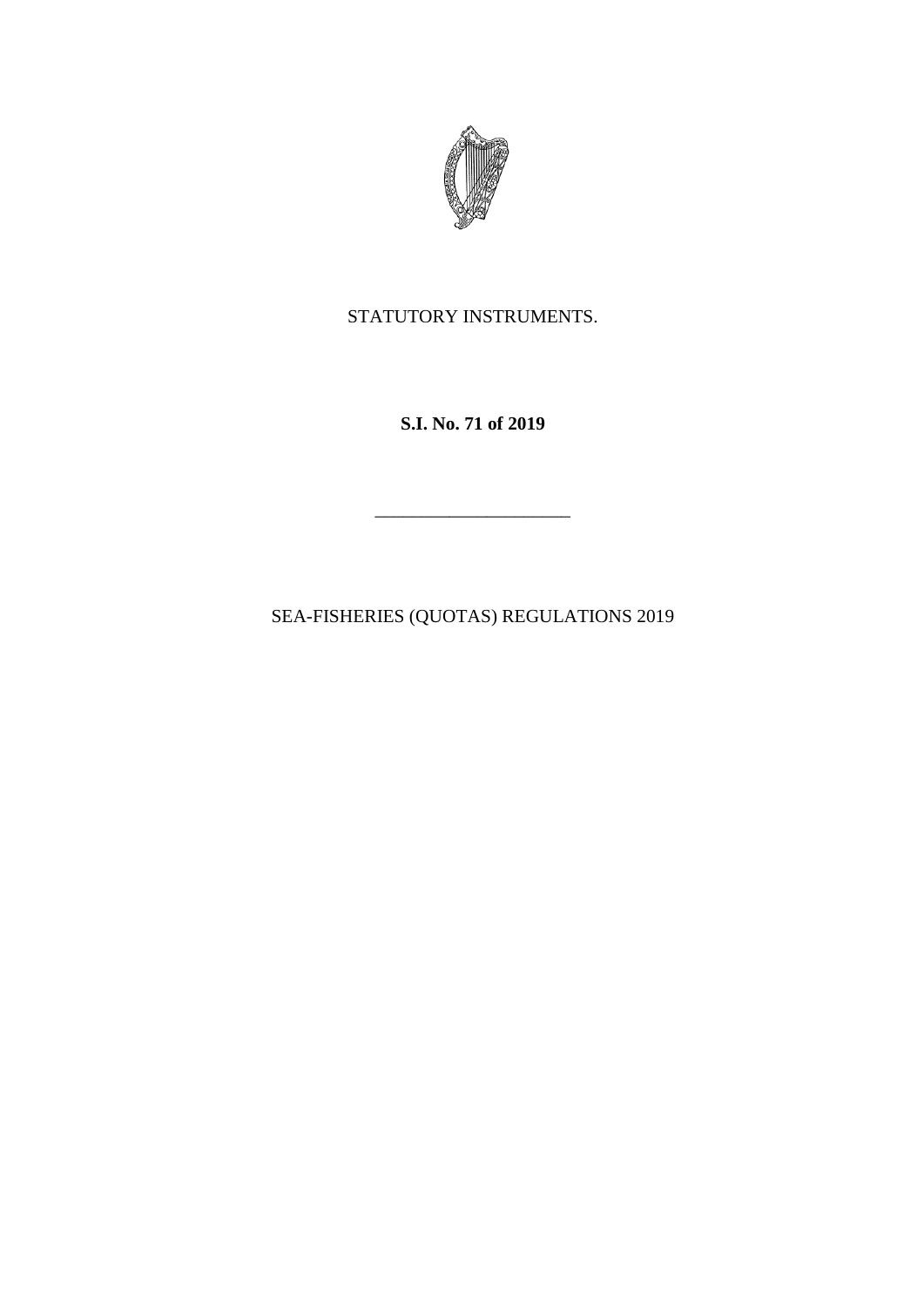STATUTORY INSTRUMENTS.

**S.I. No. 71 of 2019**

______________________

SEA-FISHERIES (QUOTAS) REGULATIONS 2019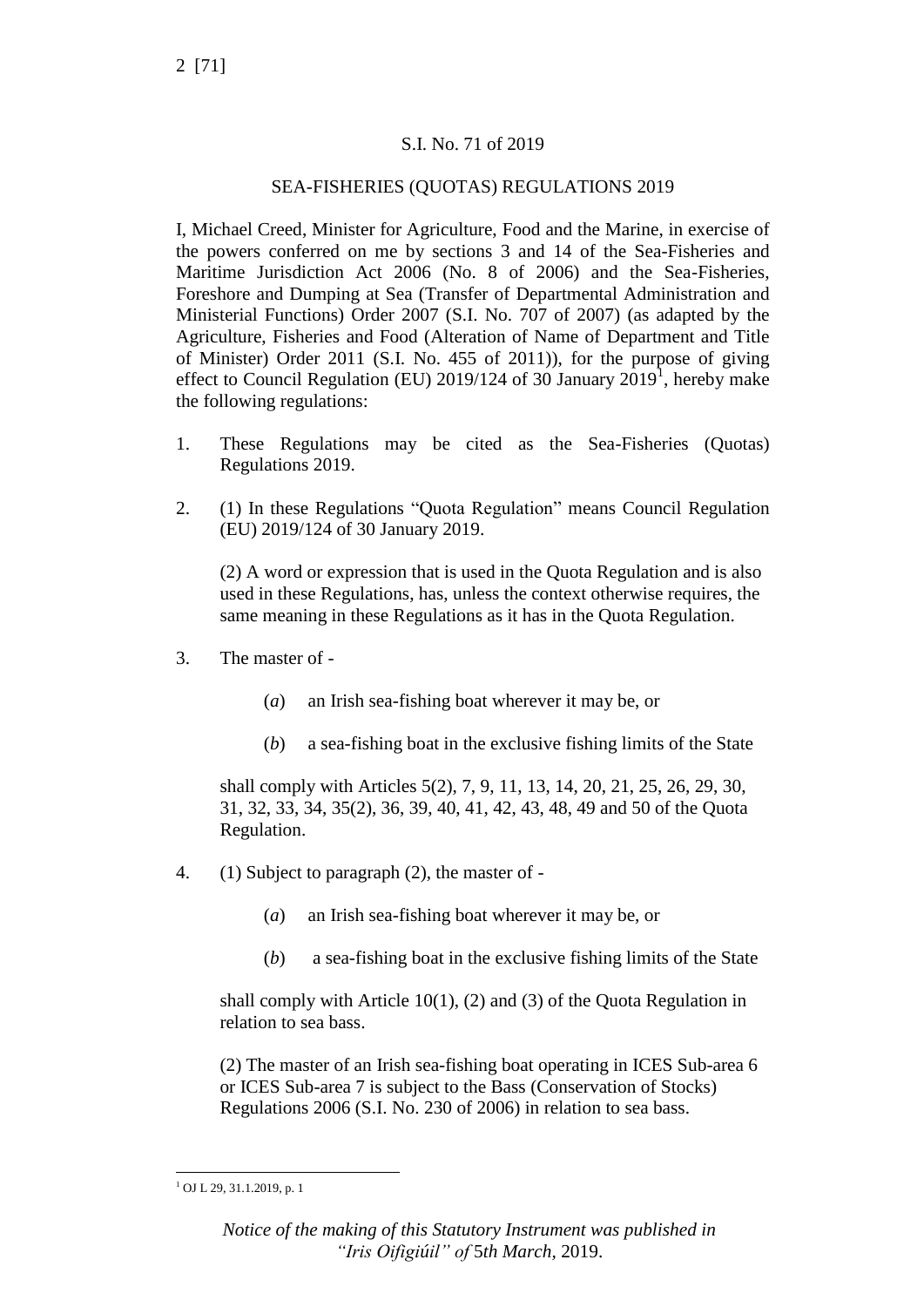S.I. No. 71 of 2019

SEA-FISHERIES (QUOTAS) REGULATIONS 2019

I, Michael Creed, Minister for Agriculture, Food and the Marine, in exercise of the powers conferred on me by sections 3 and 14 of the Sea-Fisheries and Maritime Jurisdiction Act 2006 (No. 8 of 2006) and the Sea-Fisheries, Foreshore and Dumping at Sea (Transfer of Departmental Administration and Ministerial Functions) Order 2007 (S.I. No. 707 of 2007) (as adapted by the Agriculture, Fisheries and Food (Alteration of Name of Department and Title of Minister) Order 2011 (S.I. No. 455 of 2011)), for the purpose of giving effect to Council Regulation (EU) 2019/124 of 30 January 2019[1], hereby make the following regulations:

1. These Regulations may be cited as the Sea-Fisheries (Quotas) Regulations 2019.

2. (1) In these Regulations "Quota Regulation" means Council Regulation (EU) 2019/124 of 30 January 2019.

   (2) A word or expression that is used in the Quota Regulation and is also used in these Regulations, has, unless the context otherwise requires, the same meaning in these Regulations as it has in the Quota Regulation.

3. The master of -

   (*a*) an Irish sea-fishing boat wherever it may be, or

   (*b*) a sea-fishing boat in the exclusive fishing limits of the State

   shall comply with Articles 5(2), 7, 9, 11, 13, 14, 20, 21, 25, 26, 29, 30, 31, 32, 33, 34, 35(2), 36, 39, 40, 41, 42, 43, 48, 49 and 50 of the Quota Regulation.

4. (1) Subject to paragraph (2), the master of -

   (*a*) an Irish sea-fishing boat wherever it may be, or

   (*b*) a sea-fishing boat in the exclusive fishing limits of the State

   shall comply with Article 10(1), (2) and (3) of the Quota Regulation in relation to sea bass.

   (2) The master of an Irish sea-fishing boat operating in ICES Sub-area 6 or ICES Sub-area 7 is subject to the Bass (Conservation of Stocks) Regulations 2006 (S.I. No. 230 of 2006) in relation to sea bass.

[1] OJ L 29, 31.1.2019, p. 1

*Notice of the making of this Statutory Instrument was published in "Iris Oifigiúil" of 5th March,* 2019.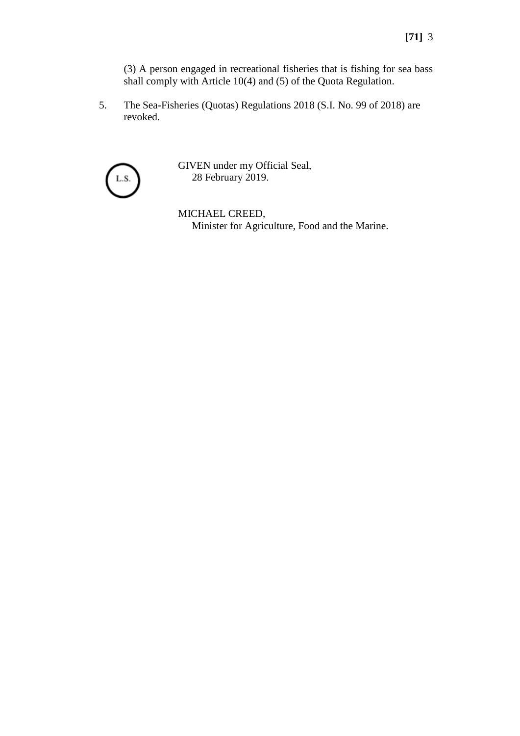(3) A person engaged in recreational fisheries that is fishing for sea bass shall comply with Article 10(4) and (5) of the Quota Regulation.

5. The Sea-Fisheries (Quotas) Regulations 2018 (S.I. No. 99 of 2018) are revoked.

L.S.

GIVEN under my Official Seal,
28 February 2019.

MICHAEL CREED,
Minister for Agriculture, Food and the Marine.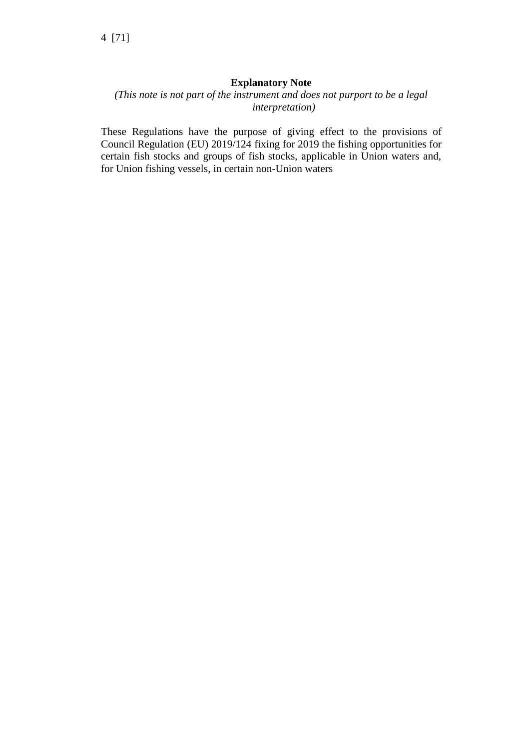## Explanatory Note

*(This note is not part of the instrument and does not purport to be a legal interpretation)*

These Regulations have the purpose of giving effect to the provisions of Council Regulation (EU) 2019/124 fixing for 2019 the fishing opportunities for certain fish stocks and groups of fish stocks, applicable in Union waters and, for Union fishing vessels, in certain non-Union waters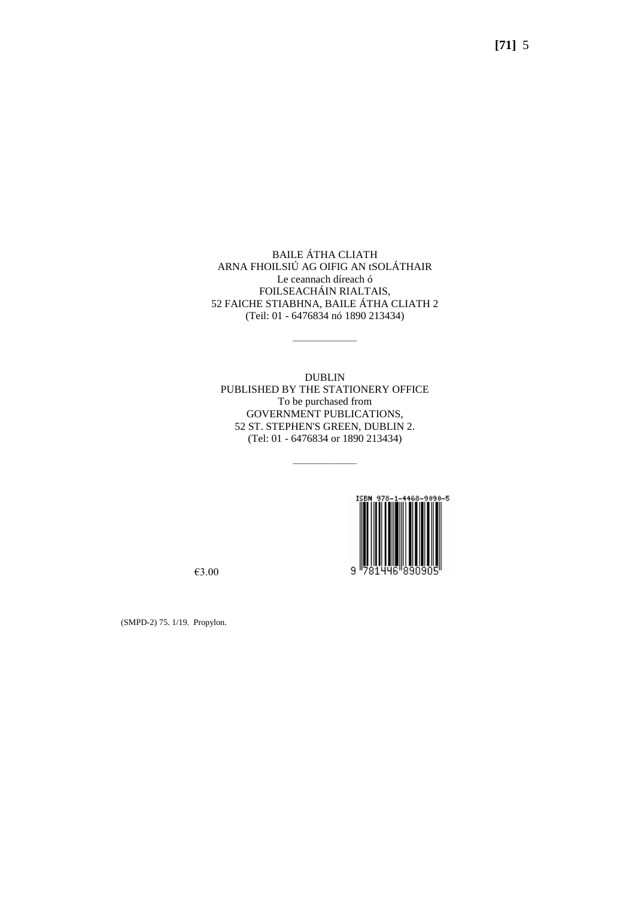BAILE ÁTHA CLIATH
ARNA FHOILSIÚ AG OIFIG AN tSOLÁTHAIR
Le ceannach díreach ó
FOILSEACHÁIN RIALTAIS,
52 FAICHE STIABHNA, BAILE ÁTHA CLIATH 2
(Teil: 01 - 6476834 nó 1890 213434)

---

DUBLIN
PUBLISHED BY THE STATIONERY OFFICE
To be purchased from
GOVERNMENT PUBLICATIONS,
52 ST. STEPHEN'S GREEN, DUBLIN 2.
(Tel: 01 - 6476834 or 1890 213434)

---

ISBN 978-1-4468-9090-5

9 781446 890905

€3.00

(SMPD-2) 75. 1/19. Propylon.